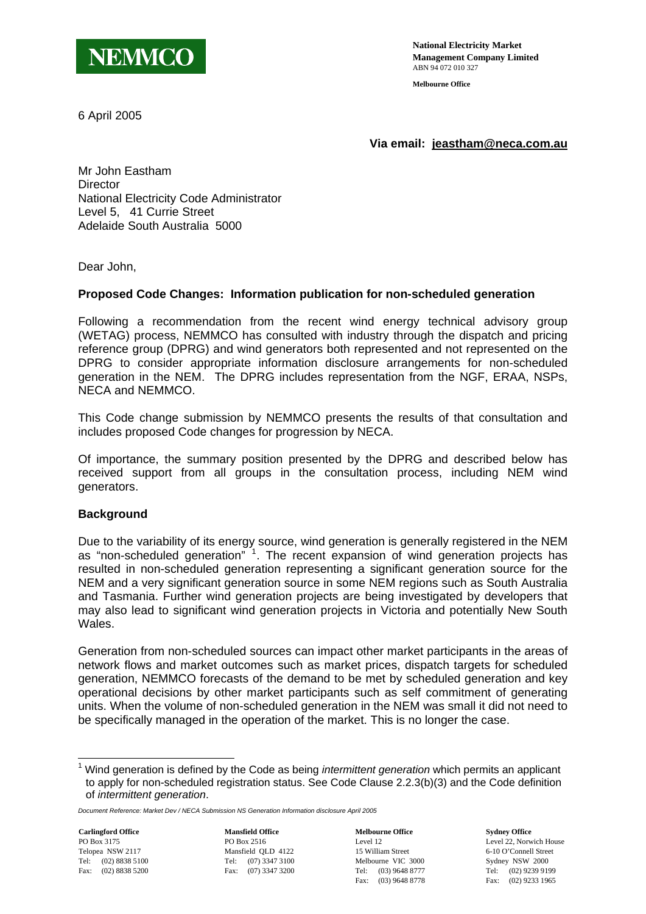**NEMMCO**

**National Electricity Market Management Company Limited**
ABN 94 072 010 327

**Melbourne Office**

6 April 2005

**Via email: jeastham@neca.com.au**

Mr John Eastham
Director
National Electricity Code Administrator
Level 5, 41 Currie Street
Adelaide South Australia 5000

Dear John,

**Proposed Code Changes: Information publication for non-scheduled generation**

Following a recommendation from the recent wind energy technical advisory group (WETAG) process, NEMMCO has consulted with industry through the dispatch and pricing reference group (DPRG) and wind generators both represented and not represented on the DPRG to consider appropriate information disclosure arrangements for non-scheduled generation in the NEM. The DPRG includes representation from the NGF, ERAA, NSPs, NECA and NEMMCO.

This Code change submission by NEMMCO presents the results of that consultation and includes proposed Code changes for progression by NECA.

Of importance, the summary position presented by the DPRG and described below has received support from all groups in the consultation process, including NEM wind generators.

## Background

Due to the variability of its energy source, wind generation is generally registered in the NEM as "non-scheduled generation" [1]. The recent expansion of wind generation projects has resulted in non-scheduled generation representing a significant generation source for the NEM and a very significant generation source in some NEM regions such as South Australia and Tasmania. Further wind generation projects are being investigated by developers that may also lead to significant wind generation projects in Victoria and potentially New South Wales.

Generation from non-scheduled sources can impact other market participants in the areas of network flows and market outcomes such as market prices, dispatch targets for scheduled generation, NEMMCO forecasts of the demand to be met by scheduled generation and key operational decisions by other market participants such as self commitment of generating units. When the volume of non-scheduled generation in the NEM was small it did not need to be specifically managed in the operation of the market. This is no longer the case.

[1] Wind generation is defined by the Code as being *intermittent generation* which permits an applicant to apply for non-scheduled registration status. See Code Clause 2.2.3(b)(3) and the Code definition of *intermittent generation*.

*Document Reference: Market Dev / NECA Submission NS Generation Information disclosure April 2005*

**Carlingford Office**
PO Box 3175
Telopea NSW 2117
Tel: (02) 8838 5100
Fax: (02) 8838 5200

**Mansfield Office**
PO Box 2516
Mansfield QLD 4122
Tel: (07) 3347 3100
Fax: (07) 3347 3200

**Melbourne Office**
Level 12
15 William Street
Melbourne VIC 3000
Tel: (03) 9648 8777
Fax: (03) 9648 8778

**Sydney Office**
Level 22, Norwich House
6-10 O'Connell Street
Sydney NSW 2000
Tel: (02) 9239 9199
Fax: (02) 9233 1965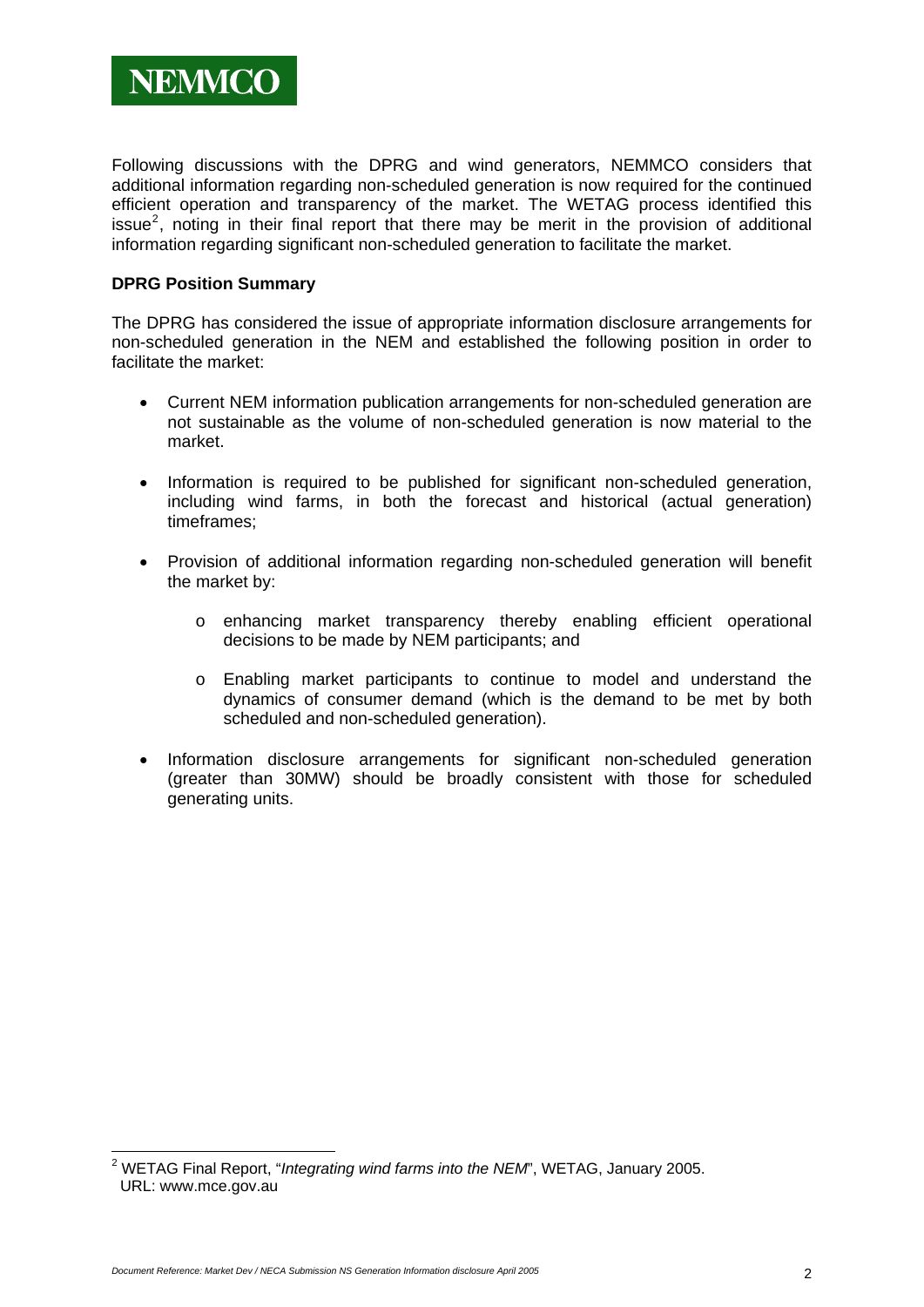Following discussions with the DPRG and wind generators, NEMMCO considers that additional information regarding non-scheduled generation is now required for the continued efficient operation and transparency of the market. The WETAG process identified this issue[2], noting in their final report that there may be merit in the provision of additional information regarding significant non-scheduled generation to facilitate the market.

**DPRG Position Summary**

The DPRG has considered the issue of appropriate information disclosure arrangements for non-scheduled generation in the NEM and established the following position in order to facilitate the market:

- Current NEM information publication arrangements for non-scheduled generation are not sustainable as the volume of non-scheduled generation is now material to the market.
- Information is required to be published for significant non-scheduled generation, including wind farms, in both the forecast and historical (actual generation) timeframes;
- Provision of additional information regarding non-scheduled generation will benefit the market by:
  - enhancing market transparency thereby enabling efficient operational decisions to be made by NEM participants; and
  - Enabling market participants to continue to model and understand the dynamics of consumer demand (which is the demand to be met by both scheduled and non-scheduled generation).
- Information disclosure arrangements for significant non-scheduled generation (greater than 30MW) should be broadly consistent with those for scheduled generating units.

---

[2] WETAG Final Report, "*Integrating wind farms into the NEM*", WETAG, January 2005. URL: www.mce.gov.au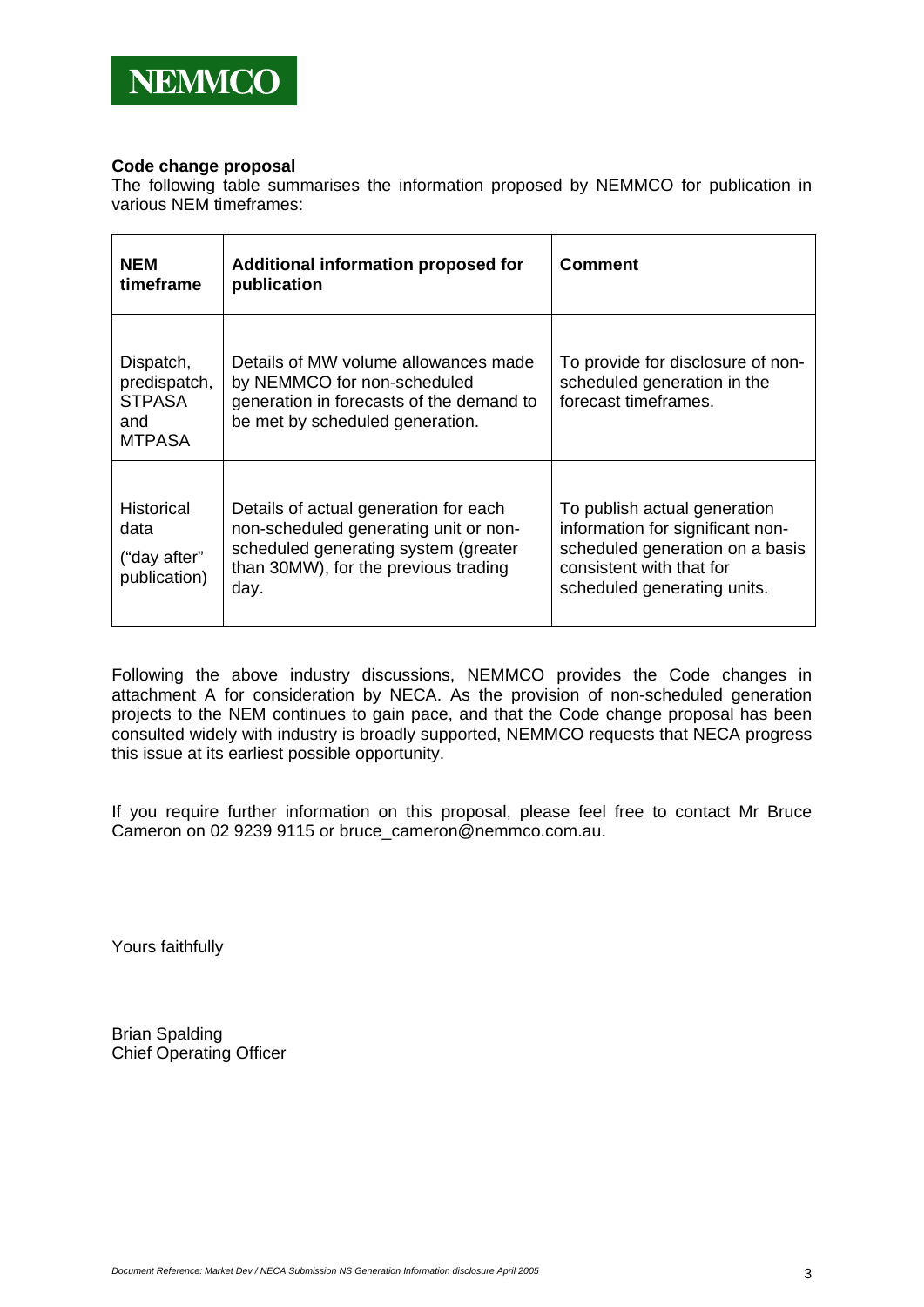**NEMMCO**

**Code change proposal**

The following table summarises the information proposed by NEMMCO for publication in various NEM timeframes:

| NEM timeframe | Additional information proposed for publication | Comment |
|---|---|---|
| Dispatch, predispatch, STPASA and MTPASA | Details of MW volume allowances made by NEMMCO for non-scheduled generation in forecasts of the demand to be met by scheduled generation. | To provide for disclosure of non-scheduled generation in the forecast timeframes. |
| Historical data ("day after" publication) | Details of actual generation for each non-scheduled generating unit or non-scheduled generating system (greater than 30MW), for the previous trading day. | To publish actual generation information for significant non-scheduled generation on a basis consistent with that for scheduled generating units. |

Following the above industry discussions, NEMMCO provides the Code changes in attachment A for consideration by NECA. As the provision of non-scheduled generation projects to the NEM continues to gain pace, and that the Code change proposal has been consulted widely with industry is broadly supported, NEMMCO requests that NECA progress this issue at its earliest possible opportunity.

If you require further information on this proposal, please feel free to contact Mr Bruce Cameron on 02 9239 9115 or bruce_cameron@nemmco.com.au.

Yours faithfully

Brian Spalding
Chief Operating Officer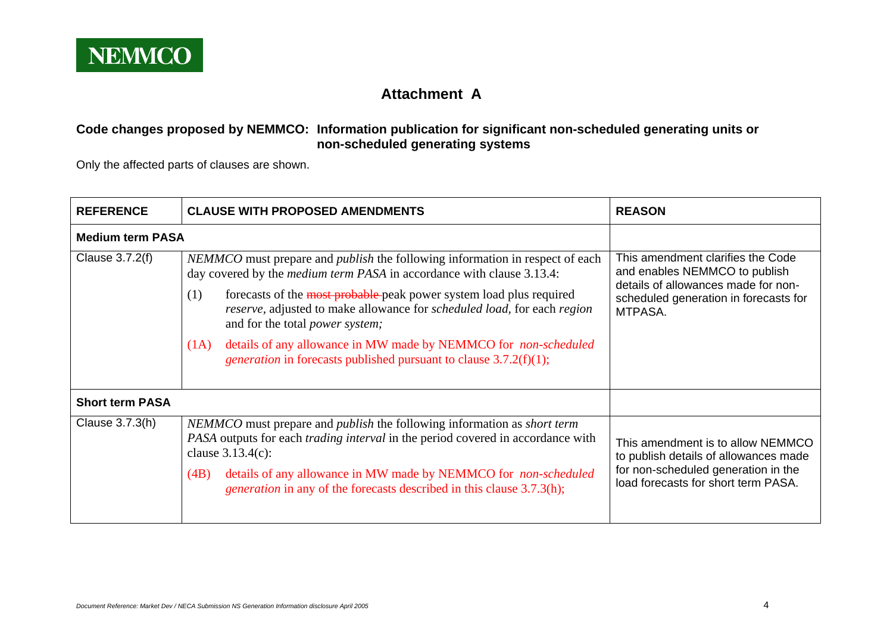NEMMCO

## Attachment A

### Code changes proposed by NEMMCO: Information publication for significant non-scheduled generating units or non-scheduled generating systems

Only the affected parts of clauses are shown.

| REFERENCE | CLAUSE WITH PROPOSED AMENDMENTS | REASON |
|---|---|---|
| **Medium term PASA** | | |
| Clause 3.7.2(f) | *NEMMCO* must prepare and *publish* the following information in respect of each day covered by the *medium term PASA* in accordance with clause 3.13.4:<br><br>(1) forecasts of the ~~most probable~~ peak power system load plus required *reserve*, adjusted to make allowance for *scheduled load*, for each *region* and for the total *power system;*<br><br>(1A) details of any allowance in MW made by NEMMCO for *non-scheduled generation* in forecasts published pursuant to clause 3.7.2(f)(1); | This amendment clarifies the Code and enables NEMMCO to publish details of allowances made for non-scheduled generation in forecasts for MTPASA. |
| **Short term PASA** | | |
| Clause 3.7.3(h) | *NEMMCO* must prepare and *publish* the following information as *short term PASA* outputs for each *trading interval* in the period covered in accordance with clause 3.13.4(c):<br><br>(4B) details of any allowance in MW made by NEMMCO for *non-scheduled generation* in any of the forecasts described in this clause 3.7.3(h); | This amendment is to allow NEMMCO to publish details of allowances made for non-scheduled generation in the load forecasts for short term PASA. |

*Document Reference: Market Dev / NECA Submission NS Generation Information disclosure April 2005*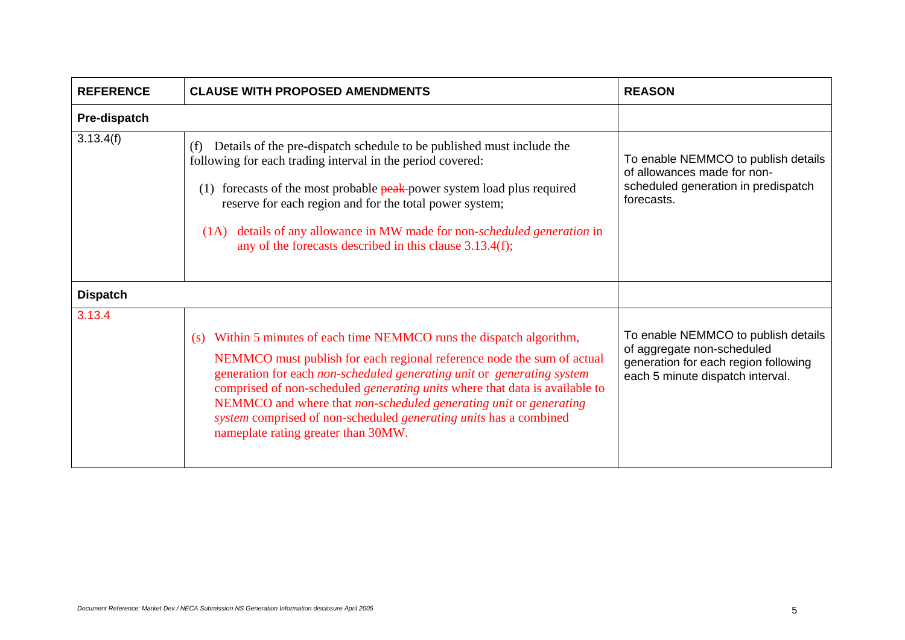| REFERENCE | CLAUSE WITH PROPOSED AMENDMENTS | REASON |
|---|---|---|
| **Pre-dispatch** | | |
| 3.13.4(f) | (f) Details of the pre-dispatch schedule to be published must include the following for each trading interval in the period covered:<br><br>(1) forecasts of the most probable ~~peak~~ power system load plus required reserve for each region and for the total power system;<br><br>(1A) details of any allowance in MW made for non-*scheduled generation* in any of the forecasts described in this clause 3.13.4(f); | To enable NEMMCO to publish details of allowances made for non-scheduled generation in predispatch forecasts. |
| **Dispatch** | | |
| 3.13.4 | (s) Within 5 minutes of each time NEMMCO runs the dispatch algorithm, NEMMCO must publish for each regional reference node the sum of actual generation for each *non-scheduled generating unit* or *generating system* comprised of non-scheduled *generating units* where that data is available to NEMMCO and where that *non-scheduled generating unit* or *generating system* comprised of non-scheduled *generating units* has a combined nameplate rating greater than 30MW. | To enable NEMMCO to publish details of aggregate non-scheduled generation for each region following each 5 minute dispatch interval. |

*Document Reference: Market Dev / NECA Submission NS Generation Information disclosure April 2005*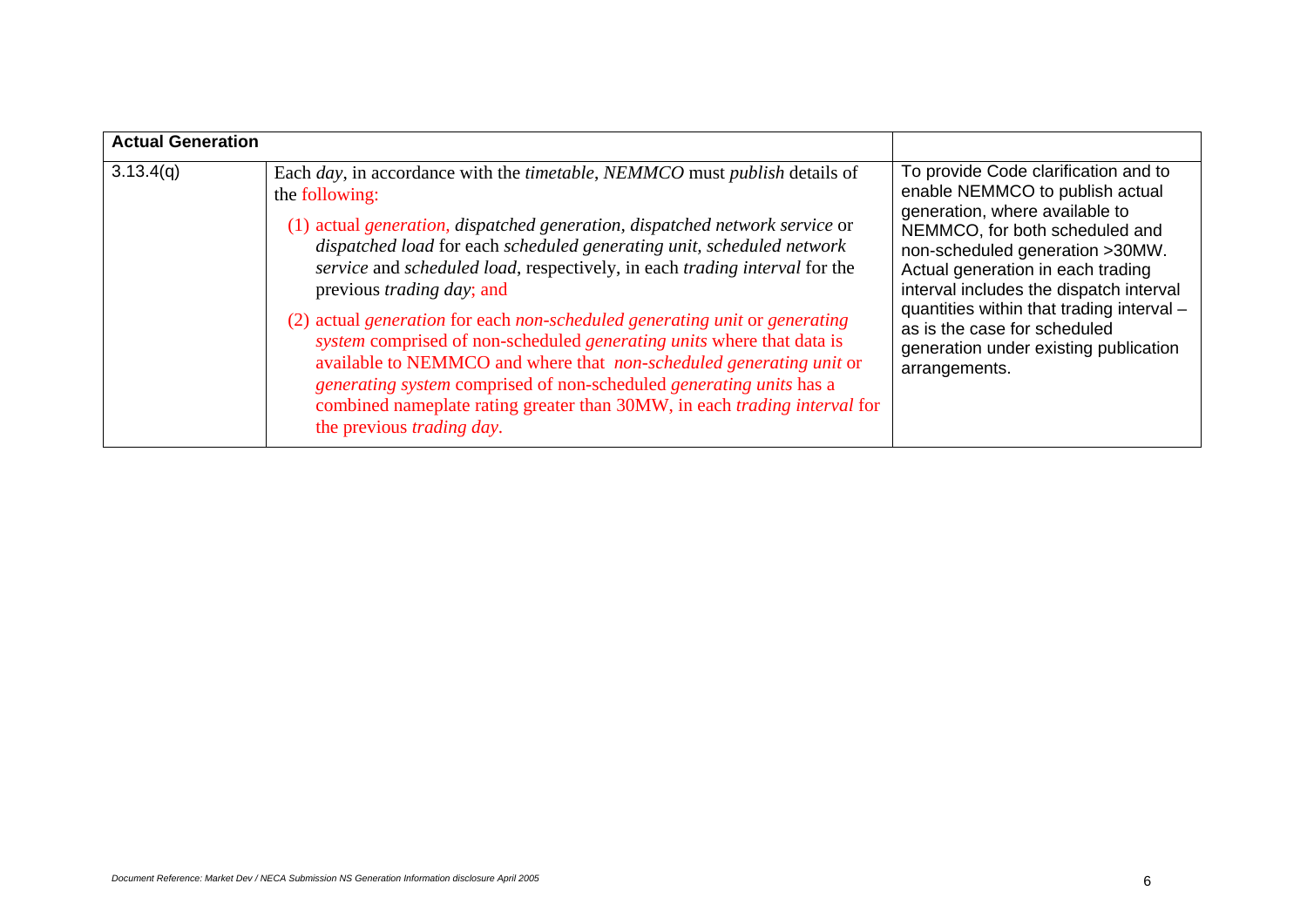| **Actual Generation** | | |
|---|---|---|
| 3.13.4(q) | Each *day*, in accordance with the *timetable*, *NEMMCO* must *publish* details of the following:<br><br>(1) actual *generation*, *dispatched generation*, *dispatched network service* or *dispatched load* for each *scheduled generating unit*, *scheduled network service* and *scheduled load*, respectively, in each *trading interval* for the previous *trading day*; and<br><br>(2) actual *generation* for each *non-scheduled generating unit* or *generating system* comprised of non-scheduled *generating units* where that data is available to NEMMCO and where that *non-scheduled generating unit* or *generating system* comprised of non-scheduled *generating units* has a combined nameplate rating greater than 30MW, in each *trading interval* for the previous *trading day*. | To provide Code clarification and to enable NEMMCO to publish actual generation, where available to NEMMCO, for both scheduled and non-scheduled generation >30MW. Actual generation in each trading interval includes the dispatch interval quantities within that trading interval – as is the case for scheduled generation under existing publication arrangements. |

*Document Reference: Market Dev / NECA Submission NS Generation Information disclosure April 2005*